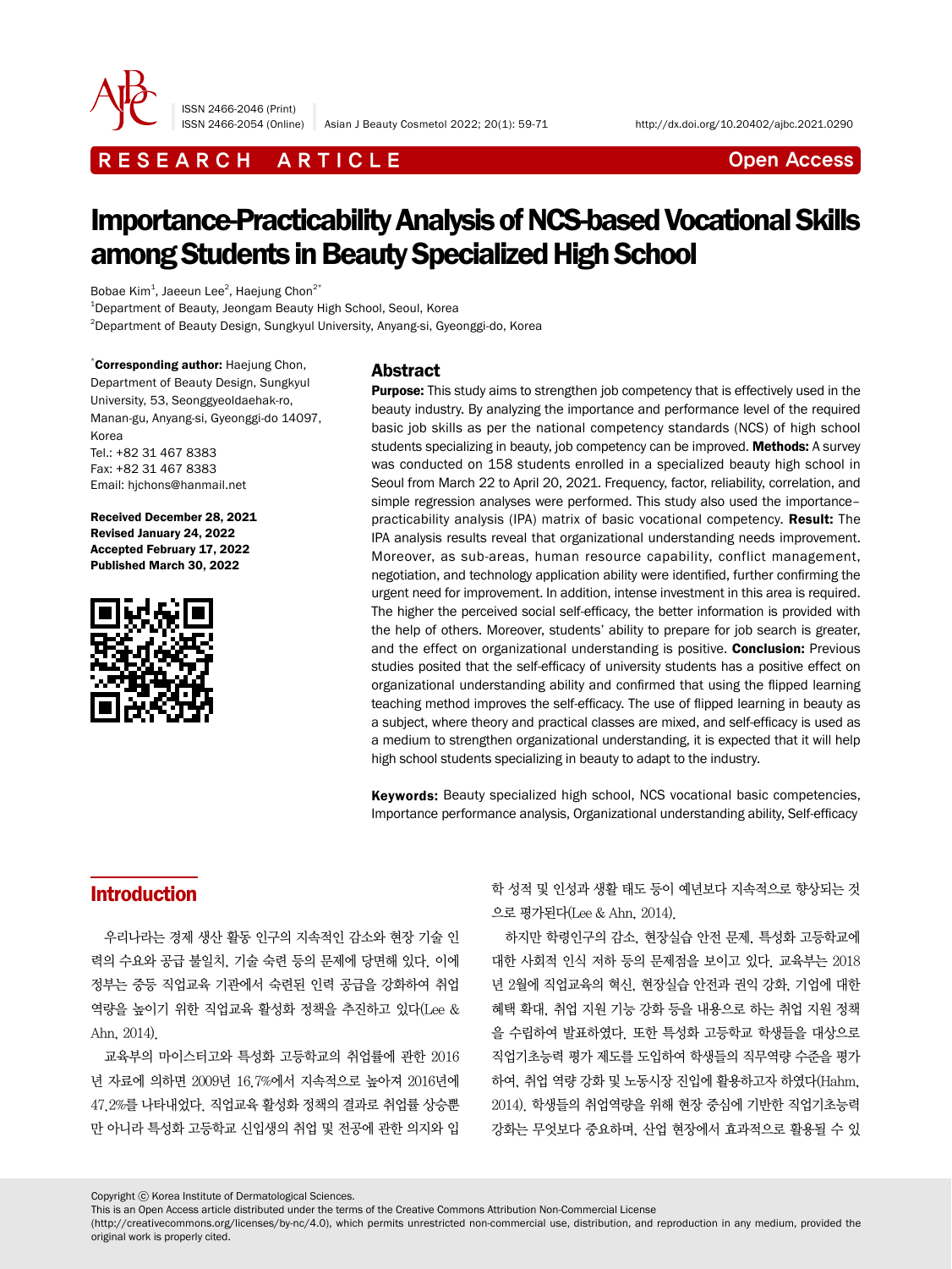RESEARCH ARTICLE

Open Access

# Importance-Practicability Analysis of NCS-based Vocational Skills among Students in Beauty Specialized High School

Bobae Kim[1], Jaeeun Lee[2], Haejung Chon[2*]

[1]Department of Beauty, Jeongam Beauty High School, Seoul, Korea

[2]Department of Beauty Design, Sungkyul University, Anyang-si, Gyeonggi-do, Korea

*Corresponding author: Haejung Chon, Department of Beauty Design, Sungkyul University, 53, Seonggyeoldaehak-ro, Manan-gu, Anyang-si, Gyeonggi-do 14097, Korea
Tel.: +82 31 467 8383
Fax: +82 31 467 8383
Email: hjchons@hanmail.net

**Received December 28, 2021**
**Revised January 24, 2022**
**Accepted February 17, 2022**
**Published March 30, 2022**

## Abstract

**Purpose:** This study aims to strengthen job competency that is effectively used in the beauty industry. By analyzing the importance and performance level of the required basic job skills as per the national competency standards (NCS) of high school students specializing in beauty, job competency can be improved. **Methods:** A survey was conducted on 158 students enrolled in a specialized beauty high school in Seoul from March 22 to April 20, 2021. Frequency, factor, reliability, correlation, and simple regression analyses were performed. This study also used the importance–practicability analysis (IPA) matrix of basic vocational competency. **Result:** The IPA analysis results reveal that organizational understanding needs improvement. Moreover, as sub-areas, human resource capability, conflict management, negotiation, and technology application ability were identified, further confirming the urgent need for improvement. In addition, intense investment in this area is required. The higher the perceived social self-efficacy, the better information is provided with the help of others. Moreover, students' ability to prepare for job search is greater, and the effect on organizational understanding is positive. **Conclusion:** Previous studies posited that the self-efficacy of university students has a positive effect on organizational understanding ability and confirmed that using the flipped learning teaching method improves the self-efficacy. The use of flipped learning in beauty as a subject, where theory and practical classes are mixed, and self-efficacy is used as a medium to strengthen organizational understanding, it is expected that it will help high school students specializing in beauty to adapt to the industry.

**Keywords:** Beauty specialized high school, NCS vocational basic competencies, Importance performance analysis, Organizational understanding ability, Self-efficacy

## Introduction

우리나라는 경제 생산 활동 인구의 지속적인 감소와 현장 기술 인력의 수요와 공급 불일치, 기술 숙련 등의 문제에 당면해 있다. 이에 정부는 중등 직업교육 기관에서 숙련된 인력 공급을 강화하여 취업 역량을 높이기 위한 직업교육 활성화 정책을 추진하고 있다(Lee & Ahn, 2014).

교육부의 마이스터고와 특성화 고등학교의 취업률에 관한 2016년 자료에 의하면 2009년 16.7%에서 지속적으로 높아져 2016년에 47.2%를 나타내었다. 직업교육 활성화 정책의 결과로 취업률 상승뿐만 아니라 특성화 고등학교 신입생의 취업 및 전공에 관한 의지와 입학 성적 및 인성과 생활 태도 등이 예년보다 지속적으로 향상되는 것으로 평가된다(Lee & Ahn, 2014).

하지만 학령인구의 감소, 현장실습 안전 문제, 특성화 고등학교에 대한 사회적 인식 저하 등의 문제점을 보이고 있다. 교육부는 2018년 2월에 직업교육의 혁신, 현장실습 안전과 권익 강화, 기업에 대한 혜택 확대, 취업 지원 기능 강화 등을 내용으로 하는 취업 지원 정책을 수립하여 발표하였다. 또한 특성화 고등학교 학생들을 대상으로 직업기초능력 평가 제도를 도입하여 학생들의 직무역량 수준을 평가하여, 취업 역량 강화 및 노동시장 진입에 활용하고자 하였다(Hahm, 2014). 학생들의 취업역량을 위해 현장 중심에 기반한 직업기초능력 강화는 무엇보다 중요하며, 산업 현장에서 효과적으로 활용될 수 있

Copyright ⓒ Korea Institute of Dermatological Sciences.
This is an Open Access article distributed under the terms of the Creative Commons Attribution Non-Commercial License (http://creativecommons.org/licenses/by-nc/4.0), which permits unrestricted non-commercial use, distribution, and reproduction in any medium, provided the original work is properly cited.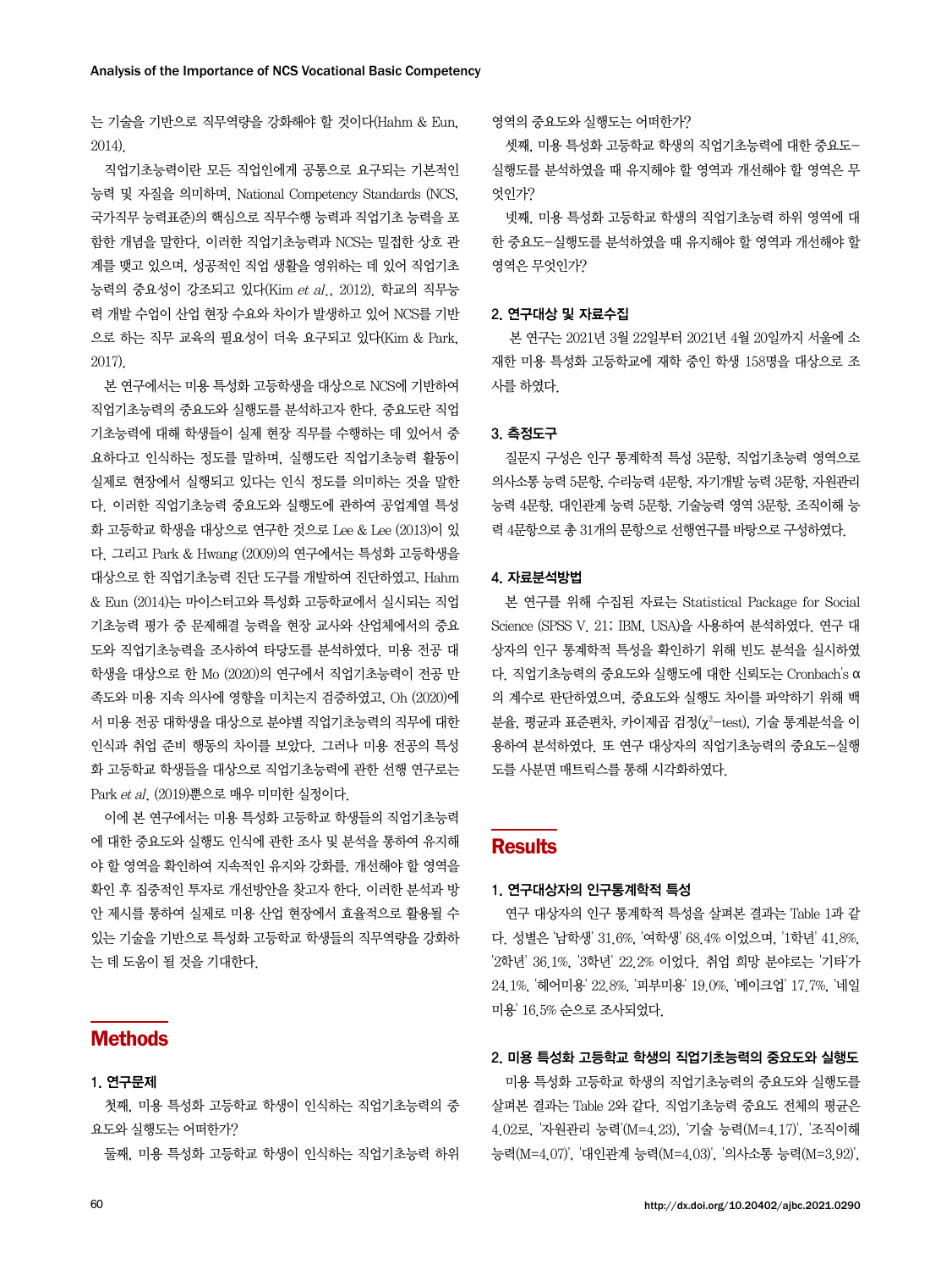는 기술을 기반으로 직무역량을 강화해야 할 것이다(Hahm & Eun, 2014).

직업기초능력이란 모든 직업인에게 공통으로 요구되는 기본적인 능력 및 자질을 의미하며, National Competency Standards (NCS, 국가직무 능력표준)의 핵심으로 직무수행 능력과 직업기초 능력을 포함한 개념을 말한다. 이러한 직업기초능력과 NCS는 밀접한 상호 관계를 맺고 있으며, 성공적인 직업 생활을 영위하는 데 있어 직업기초능력의 중요성이 강조되고 있다(Kim *et al*., 2012). 학교의 직무능력 개발 수업이 산업 현장 수요와 차이가 발생하고 있어 NCS를 기반으로 하는 직무 교육의 필요성이 더욱 요구되고 있다(Kim & Park, 2017).

본 연구에서는 미용 특성화 고등학생을 대상으로 NCS에 기반하여 직업기초능력의 중요도와 실행도를 분석하고자 한다. 중요도란 직업기초능력에 대해 학생들이 실제 현장 직무를 수행하는 데 있어서 중요하다고 인식하는 정도를 말하며, 실행도란 직업기초능력 활동이 실제로 현장에서 실행되고 있다는 인식 정도를 의미하는 것을 말한다. 이러한 직업기초능력 중요도와 실행도에 관하여 공업계열 특성화 고등학교 학생을 대상으로 연구한 것으로 Lee & Lee (2013)이 있다. 그리고 Park & Hwang (2009)의 연구에서는 특성화 고등학생을 대상으로 한 직업기초능력 진단 도구를 개발하여 진단하였고, Hahm & Eun (2014)는 마이스터고와 특성화 고등학교에서 실시되는 직업기초능력 평가 중 문제해결 능력을 현장 교사와 산업체에서의 중요도와 직업기초능력을 조사하여 타당도를 분석하였다. 미용 전공 대학생을 대상으로 한 Mo (2020)의 연구에서 직업기초능력이 전공 만족도와 미용 지속 의사에 영향을 미치는지 검증하였고, Oh (2020)에서 미용 전공 대학생을 대상으로 분야별 직업기초능력의 직무에 대한 인식과 취업 준비 행동의 차이를 보았다. 그러나 미용 전공의 특성화 고등학교 학생들을 대상으로 직업기초능력에 관한 선행 연구로는 Park *et al*. (2019)뿐으로 매우 미미한 실정이다.

이에 본 연구에서는 미용 특성화 고등학교 학생들의 직업기초능력에 대한 중요도와 실행도 인식에 관한 조사 및 분석을 통하여 유지해야 할 영역을 확인하여 지속적인 유지와 강화를, 개선해야 할 영역을 확인 후 집중적인 투자로 개선방안을 찾고자 한다. 이러한 분석과 방안 제시를 통하여 실제로 미용 산업 현장에서 효율적으로 활용될 수 있는 기술을 기반으로 특성화 고등학교 학생들의 직무역량을 강화하는 데 도움이 될 것을 기대한다.

# Methods

## 1. 연구문제

첫째, 미용 특성화 고등학교 학생이 인식하는 직업기초능력의 중요도와 실행도는 어떠한가?

둘째, 미용 특성화 고등학교 학생이 인식하는 직업기초능력 하위 영역의 중요도와 실행도는 어떠한가?

셋째, 미용 특성화 고등학교 학생의 직업기초능력에 대한 중요도-실행도를 분석하였을 때 유지해야 할 영역과 개선해야 할 영역은 무엇인가?

넷째, 미용 특성화 고등학교 학생의 직업기초능력 하위 영역에 대한 중요도-실행도를 분석하였을 때 유지해야 할 영역과 개선해야 할 영역은 무엇인가?

## 2. 연구대상 및 자료수집

본 연구는 2021년 3월 22일부터 2021년 4월 20일까지 서울에 소재한 미용 특성화 고등학교에 재학 중인 학생 158명을 대상으로 조사를 하였다.

## 3. 측정도구

질문지 구성은 인구 통계학적 특성 3문항, 직업기초능력 영역으로 의사소통 능력 5문항, 수리능력 4문항, 자기개발 능력 3문항, 자원관리 능력 4문항, 대인관계 능력 5문항, 기술능력 영역 3문항, 조직이해 능력 4문항으로 총 31개의 문항으로 선행연구를 바탕으로 구성하였다.

## 4. 자료분석방법

본 연구를 위해 수집된 자료는 Statistical Package for Social Science (SPSS V. 21; IBM, USA)을 사용하여 분석하였다. 연구 대상자의 인구 통계학적 특성을 확인하기 위해 빈도 분석을 실시하였다. 직업기초능력의 중요도와 실행도에 대한 신뢰도는 Cronbach's α의 계수로 판단하였으며, 중요도와 실행도 차이를 파악하기 위해 백분율, 평균과 표준편차, 카이제곱 검정($\chi^2$-test), 기술 통계분석을 이용하여 분석하였다. 또 연구 대상자의 직업기초능력의 중요도-실행도를 사분면 매트릭스를 통해 시각화하였다.

# Results

## 1. 연구대상자의 인구통계학적 특성

연구 대상자의 인구 통계학적 특성을 살펴본 결과는 Table 1과 같다. 성별은 '남학생' 31.6%, '여학생' 68.4% 이었으며, '1학년' 41.8%, '2학년' 36.1%, '3학년' 22.2% 이었다. 취업 희망 분야로는 '기타'가 24.1%, '헤어미용' 22.8%, '피부미용' 19.0%, '메이크업' 17.7%, '네일미용' 16.5% 순으로 조사되었다.

## 2. 미용 특성화 고등학교 학생의 직업기초능력의 중요도와 실행도

미용 특성화 고등학교 학생의 직업기초능력의 중요도와 실행도를 살펴본 결과는 Table 2와 같다. 직업기초능력 중요도 전체의 평균은 4.02로, '자원관리 능력'(M=4.23), '기술 능력(M=4.17)', '조직이해 능력(M=4.07)', '대인관계 능력(M=4.03)', '의사소통 능력(M=3.92)',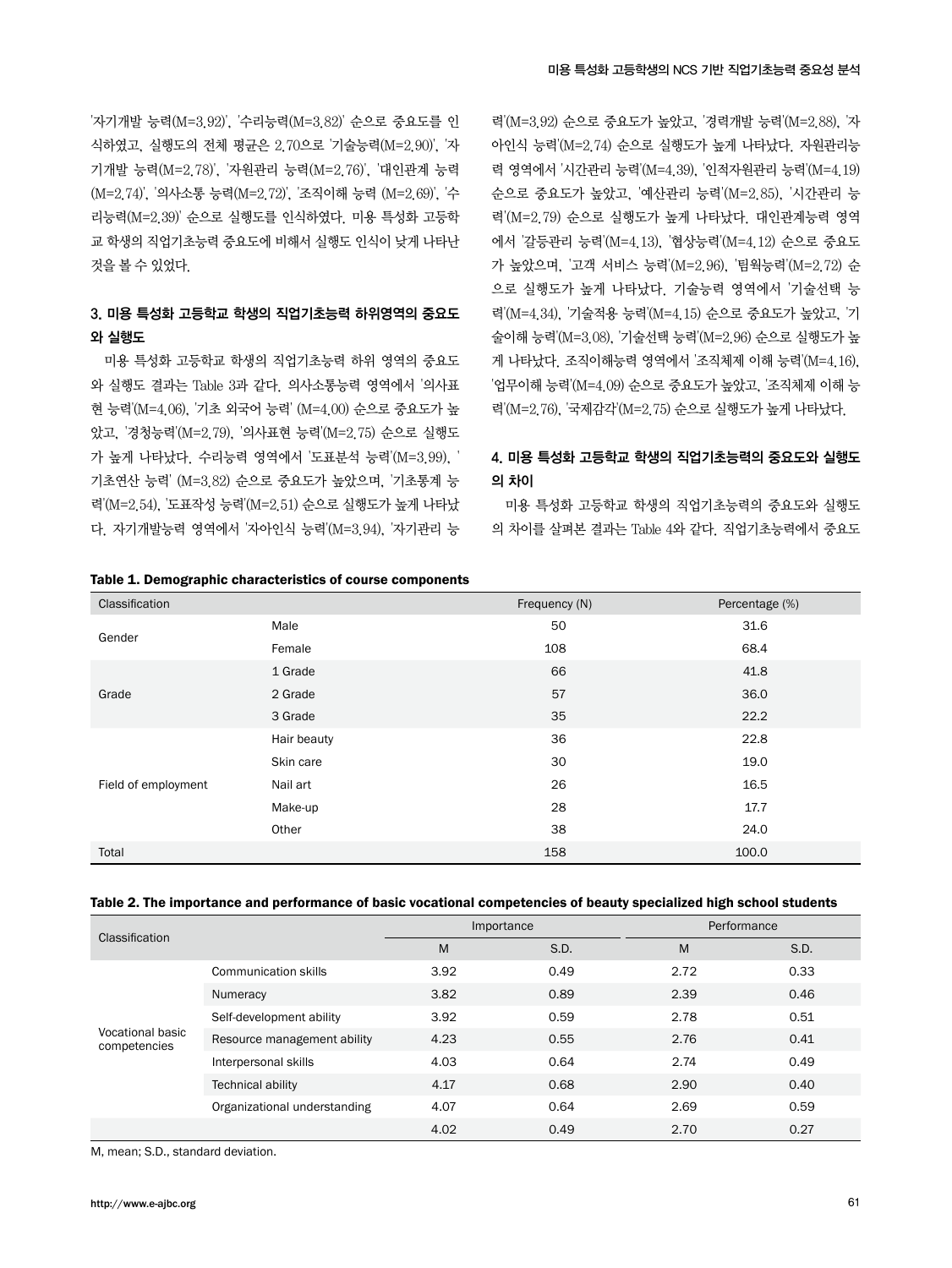'자기개발 능력(M=3.92)', '수리능력(M=3.82)' 순으로 중요도를 인식하였고, 실행도의 전체 평균은 2.70으로 '기술능력(M=2.90)', '자기개발 능력(M=2.78)', '자원관리 능력(M=2.76)', '대인관계 능력(M=2.74)', '의사소통 능력(M=2.72)', '조직이해 능력 (M=2.69)', '수리능력(M=2.39)' 순으로 실행도를 인식하였다. 미용 특성화 고등학교 학생의 직업기초능력 중요도에 비해서 실행도 인식이 낮게 나타난 것을 볼 수 있었다.

### 3. 미용 특성화 고등학교 학생의 직업기초능력 하위영역의 중요도와 실행도

미용 특성화 고등학교 학생의 직업기초능력 하위 영역의 중요도와 실행도 결과는 Table 3과 같다. 의사소통능력 영역에서 '의사표현 능력'(M=4.06), '기초 외국어 능력' (M=4.00) 순으로 중요도가 높았고, '경청능력'(M=2.79), '의사표현 능력'(M=2.75) 순으로 실행도가 높게 나타났다. 수리능력 영역에서 '도표분석 능력'(M=3.99), '기초연산 능력' (M=3.82) 순으로 중요도가 높았으며, '기초통계 능력'(M=2.54), '도표작성 능력'(M=2.51) 순으로 실행도가 높게 나타났다. 자기개발능력 영역에서 '자아인식 능력'(M=3.94), '자기관리 능력'(M=3.92) 순으로 중요도가 높았고, '경력개발 능력'(M=2.88), '자아인식 능력'(M=2.74) 순으로 실행도가 높게 나타났다. 자원관리능력 영역에서 '시간관리 능력'(M=4.39), '인적자원관리 능력'(M=4.19) 순으로 중요도가 높았고, '예산관리 능력'(M=2.85), '시간관리 능력'(M=2.79) 순으로 실행도가 높게 나타났다. 대인관계능력 영역에서 '갈등관리 능력'(M=4.13), '협상능력'(M=4.12) 순으로 중요도가 높았으며, '고객 서비스 능력'(M=2.96), '팀웍능력'(M=2.72) 순으로 실행도가 높게 나타났다. 기술능력 영역에서 '기술선택 능력'(M=4.34), '기술적용 능력'(M=4.15) 순으로 중요도가 높았고, '기술이해 능력'(M=3.08), '기술선택 능력'(M=2.96) 순으로 실행도가 높게 나타났다. 조직이해능력 영역에서 '조직체제 이해 능력'(M=4.16), '업무이해 능력'(M=4.09) 순으로 중요도가 높았고, '조직체제 이해 능력'(M=2.76), '국제감각'(M=2.75) 순으로 실행도가 높게 나타났다.

### 4. 미용 특성화 고등학교 학생의 직업기초능력의 중요도와 실행도의 차이

미용 특성화 고등학교 학생의 직업기초능력의 중요도와 실행도의 차이를 살펴본 결과는 Table 4와 같다. 직업기초능력에서 중요도

**Table 1. Demographic characteristics of course components**

| Classification | | Frequency (N) | Percentage (%) |
|---|---|---|---|
| Gender | Male | 50 | 31.6 |
| | Female | 108 | 68.4 |
| Grade | 1 Grade | 66 | 41.8 |
| | 2 Grade | 57 | 36.0 |
| | 3 Grade | 35 | 22.2 |
| Field of employment | Hair beauty | 36 | 22.8 |
| | Skin care | 30 | 19.0 |
| | Nail art | 26 | 16.5 |
| | Make-up | 28 | 17.7 |
| | Other | 38 | 24.0 |
| Total | | 158 | 100.0 |

**Table 2. The importance and performance of basic vocational competencies of beauty specialized high school students**

| Classification | | Importance | | Performance | |
|---|---|---|---|---|---|
| | | M | S.D. | M | S.D. |
| Vocational basic competencies | Communication skills | 3.92 | 0.49 | 2.72 | 0.33 |
| | Numeracy | 3.82 | 0.89 | 2.39 | 0.46 |
| | Self-development ability | 3.92 | 0.59 | 2.78 | 0.51 |
| | Resource management ability | 4.23 | 0.55 | 2.76 | 0.41 |
| | Interpersonal skills | 4.03 | 0.64 | 2.74 | 0.49 |
| | Technical ability | 4.17 | 0.68 | 2.90 | 0.40 |
| | Organizational understanding | 4.07 | 0.64 | 2.69 | 0.59 |
| | | 4.02 | 0.49 | 2.70 | 0.27 |

M, mean; S.D., standard deviation.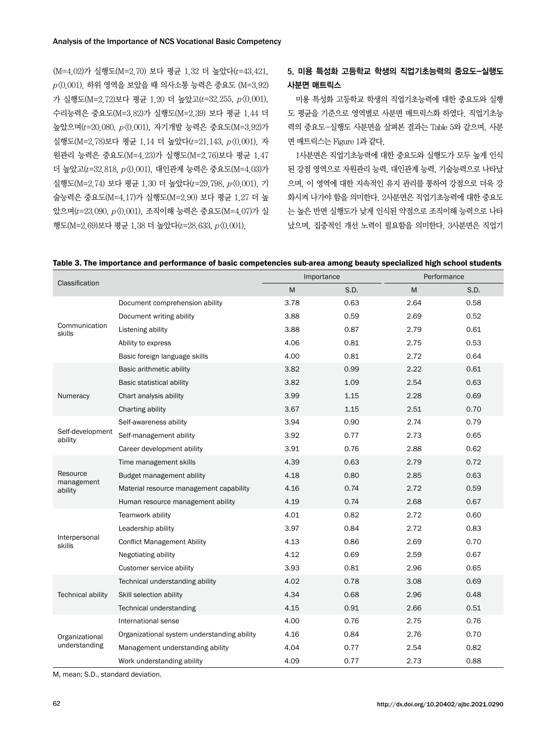(M=4.02)가 실행도(M=2.70) 보다 평균 1.32 더 높았다($t$=43.421, $p<0.001$). 하위 영역을 보았을 때 의사소통 능력은 중요도 (M=3.92)가 실행도(M=2.72)보다 평균 1.20 더 높았고($t$=32.255, $p<0.001$), 수리능력은 중요도(M=3.82)가 실행도(M=2.39) 보다 평균 1.44 더 높았으며($t$=20.080, $p<0.001$), 자기개발 능력은 중요도(M=3.92)가 실행도(M=2.78)보다 평균 1.14 더 높았다($t$=21.143, $p<0.001$). 자원관리 능력은 중요도(M=4.23)가 실행도(M=2.76)보다 평균 1.47 더 높았고($t$=32.818, $p<0.001$), 대인관계 능력은 중요도(M=4.03)가 실행도(M=2.74) 보다 평균 1.30 더 높았다($t$=29.798, $p<0.001$). 기술능력은 중요도(M=4.17)가 실행도(M=2.90) 보다 평균 1.27 더 높았으며($t$=23.090, $p<0.001$), 조직이해 능력은 중요도(M=4.07)가 실행도(M=2.69)보다 평균 1.38 더 높았다($t$=28.633, $p<0.001$).

### 5. 미용 특성화 고등학교 학생의 직업기초능력의 중요도-실행도 사분면 매트릭스

미용 특성화 고등학교 학생의 직업기초능력에 대한 중요도와 실행도 평균을 기준으로 영역별로 사분면 매트릭스화 하였다. 직업기초능력의 중요도-실행도 사분면을 살펴본 결과는 Table 5와 같으며, 사분면 매트릭스는 Figure 1과 같다.

1사분면은 직업기초능력에 대한 중요도와 실행도가 모두 높게 인식된 강점 영역으로 자원관리 능력, 대인관계 능력, 기술능력으로 나타났으며, 이 영역에 대한 지속적인 유지 관리를 통하여 강점으로 더욱 강화시켜 나가야 함을 의미한다. 2사분면은 직업기초능력에 대한 중요도는 높은 반면 실행도가 낮게 인식된 약점으로 조직이해 능력으로 나타났으며, 집중적인 개선 노력이 필요함을 의미한다. 3사분면은 직업기

**Table 3. The importance and performance of basic competencies sub-area among beauty specialized high school students**

| Classification | | Importance | | Performance | |
|---|---|---|---|---|---|
| | | M | S.D. | M | S.D. |
| Communication skills | Document comprehension ability | 3.78 | 0.63 | 2.64 | 0.58 |
| | Document writing ability | 3.88 | 0.59 | 2.69 | 0.52 |
| | Listening ability | 3.88 | 0.87 | 2.79 | 0.61 |
| | Ability to express | 4.06 | 0.81 | 2.75 | 0.53 |
| | Basic foreign language skills | 4.00 | 0.81 | 2.72 | 0.64 |
| Numeracy | Basic arithmetic ability | 3.82 | 0.99 | 2.22 | 0.61 |
| | Basic statistical ability | 3.82 | 1.09 | 2.54 | 0.63 |
| | Chart analysis ability | 3.99 | 1.15 | 2.28 | 0.69 |
| | Charting ability | 3.67 | 1.15 | 2.51 | 0.70 |
| Self-development ability | Self-awareness ability | 3.94 | 0.90 | 2.74 | 0.79 |
| | Self-management ability | 3.92 | 0.77 | 2.73 | 0.65 |
| | Career development ability | 3.91 | 0.76 | 2.88 | 0.62 |
| Resource management ability | Time management skills | 4.39 | 0.63 | 2.79 | 0.72 |
| | Budget management ability | 4.18 | 0.80 | 2.85 | 0.63 |
| | Material resource management capability | 4.16 | 0.74 | 2.72 | 0.59 |
| | Human resource management ability | 4.19 | 0.74 | 2.68 | 0.67 |
| Interpersonal skills | Teamwork ability | 4.01 | 0.82 | 2.72 | 0.60 |
| | Leadership ability | 3.97 | 0.84 | 2.72 | 0.83 |
| | Conflict Management Ability | 4.13 | 0.86 | 2.69 | 0.70 |
| | Negotiating ability | 4.12 | 0.69 | 2.59 | 0.67 |
| | Customer service ability | 3.93 | 0.81 | 2.96 | 0.65 |
| Technical ability | Technical understanding ability | 4.02 | 0.78 | 3.08 | 0.69 |
| | Skill selection ability | 4.34 | 0.68 | 2.96 | 0.48 |
| | Technical understanding | 4.15 | 0.91 | 2.66 | 0.51 |
| Organizational understanding | International sense | 4.00 | 0.76 | 2.75 | 0.76 |
| | Organizational system understanding ability | 4.16 | 0.84 | 2.76 | 0.70 |
| | Management understanding ability | 4.04 | 0.77 | 2.54 | 0.82 |
| | Work understanding ability | 4.09 | 0.77 | 2.73 | 0.88 |

M, mean; S.D., standard deviation.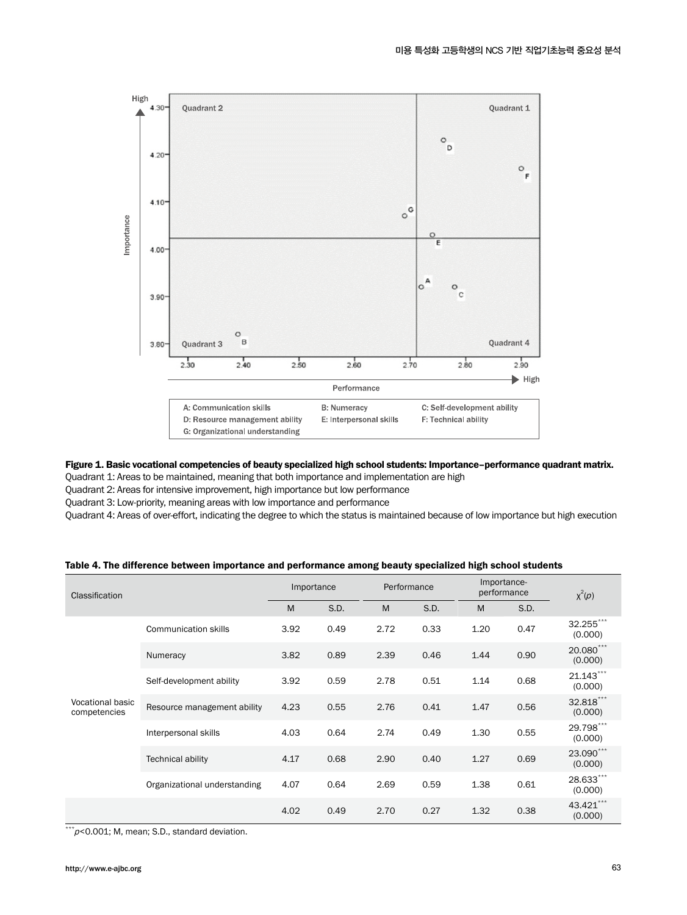**Figure 1. Basic vocational competencies of beauty specialized high school students: Importance–performance quadrant matrix.**

Quadrant 1: Areas to be maintained, meaning that both importance and implementation are high

Quadrant 2: Areas for intensive improvement, high importance but low performance

Quadrant 3: Low-priority, meaning areas with low importance and performance

Quadrant 4: Areas of over-effort, indicating the degree to which the status is maintained because of low importance but high execution

**Table 4. The difference between importance and performance among beauty specialized high school students**

| Classification | | Importance | | Performance | | Importance-performance | | $\chi^2(p)$ |
|---|---|---|---|---|---|---|---|---|
| | | M | S.D. | M | S.D. | M | S.D. | |
| Vocational basic competencies | Communication skills | 3.92 | 0.49 | 2.72 | 0.33 | 1.20 | 0.47 | 32.255*** (0.000) |
| | Numeracy | 3.82 | 0.89 | 2.39 | 0.46 | 1.44 | 0.90 | 20.080*** (0.000) |
| | Self-development ability | 3.92 | 0.59 | 2.78 | 0.51 | 1.14 | 0.68 | 21.143*** (0.000) |
| | Resource management ability | 4.23 | 0.55 | 2.76 | 0.41 | 1.47 | 0.56 | 32.818*** (0.000) |
| | Interpersonal skills | 4.03 | 0.64 | 2.74 | 0.49 | 1.30 | 0.55 | 29.798*** (0.000) |
| | Technical ability | 4.17 | 0.68 | 2.90 | 0.40 | 1.27 | 0.69 | 23.090*** (0.000) |
| | Organizational understanding | 4.07 | 0.64 | 2.69 | 0.59 | 1.38 | 0.61 | 28.633*** (0.000) |
| | | 4.02 | 0.49 | 2.70 | 0.27 | 1.32 | 0.38 | 43.421*** (0.000) |

***$p<0.001$; M, mean; S.D., standard deviation.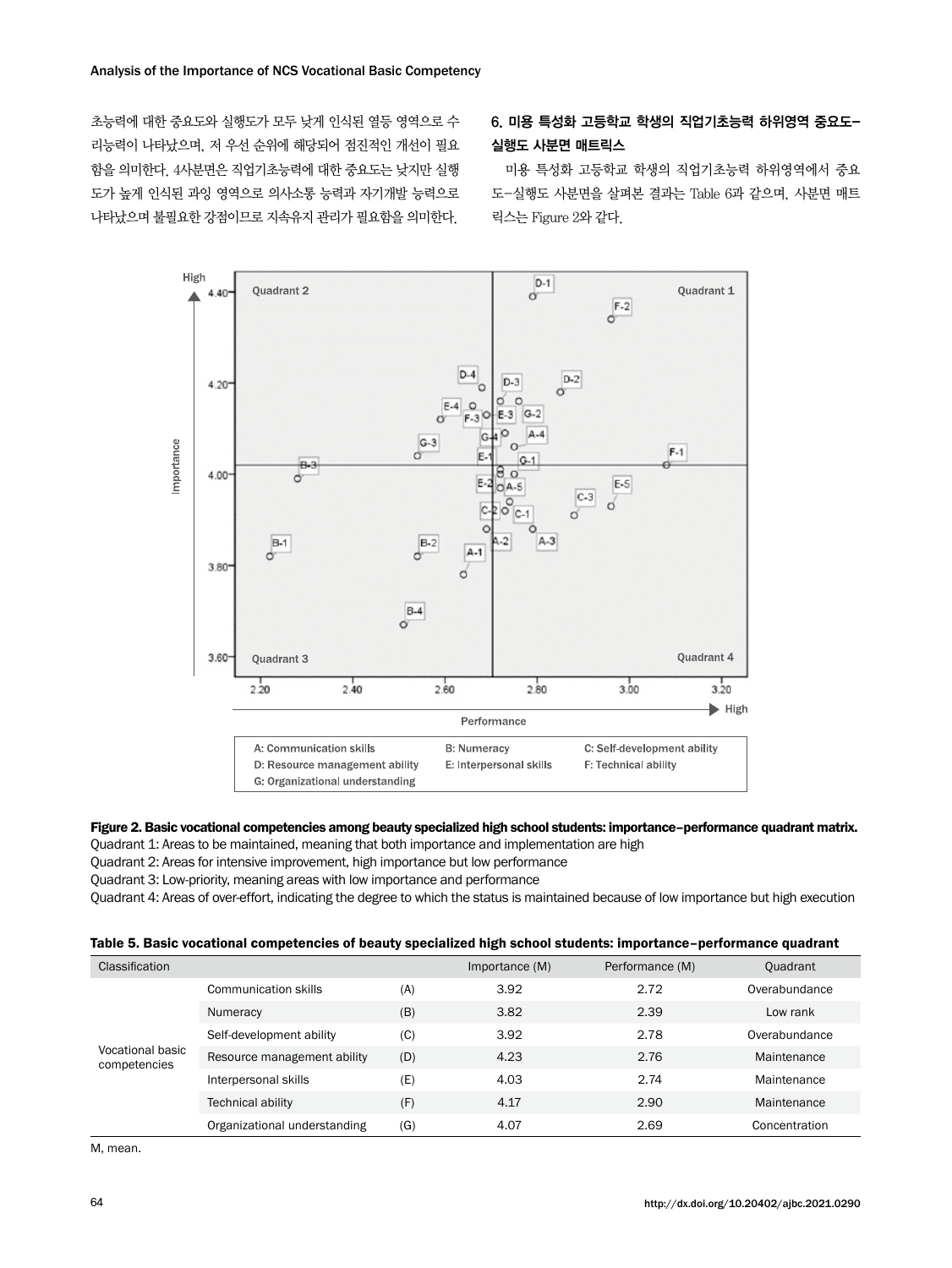초능력에 대한 중요도와 실행도가 모두 낮게 인식된 열등 영역으로 수리능력이 나타났으며, 저 우선 순위에 해당되어 점진적인 개선이 필요함을 의미한다. 4사분면은 직업기초능력에 대한 중요도는 낮지만 실행도가 높게 인식된 과잉 영역으로 의사소통 능력과 자기개발 능력으로 나타났으며 불필요한 강점이므로 지속유지 관리가 필요함을 의미한다.

## 6. 미용 특성화 고등학교 학생의 직업기초능력 하위영역 중요도–실행도 사분면 매트릭스

미용 특성화 고등학교 학생의 직업기초능력 하위영역에서 중요도–실행도 사분면을 살펴본 결과는 Table 6과 같으며, 사분면 매트릭스는 Figure 2와 같다.

**Figure 2. Basic vocational competencies among beauty specialized high school students: importance–performance quadrant matrix.**

Quadrant 1: Areas to be maintained, meaning that both importance and implementation are high

Quadrant 2: Areas for intensive improvement, high importance but low performance

Quadrant 3: Low-priority, meaning areas with low importance and performance

Quadrant 4: Areas of over-effort, indicating the degree to which the status is maintained because of low importance but high execution

**Table 5. Basic vocational competencies of beauty specialized high school students: importance–performance quadrant**

| Classification | | | Importance (M) | Performance (M) | Quadrant |
|---|---|---|---|---|---|
| Vocational basic competencies | Communication skills | (A) | 3.92 | 2.72 | Overabundance |
| | Numeracy | (B) | 3.82 | 2.39 | Low rank |
| | Self-development ability | (C) | 3.92 | 2.78 | Overabundance |
| | Resource management ability | (D) | 4.23 | 2.76 | Maintenance |
| | Interpersonal skills | (E) | 4.03 | 2.74 | Maintenance |
| | Technical ability | (F) | 4.17 | 2.90 | Maintenance |
| | Organizational understanding | (G) | 4.07 | 2.69 | Concentration |

M, mean.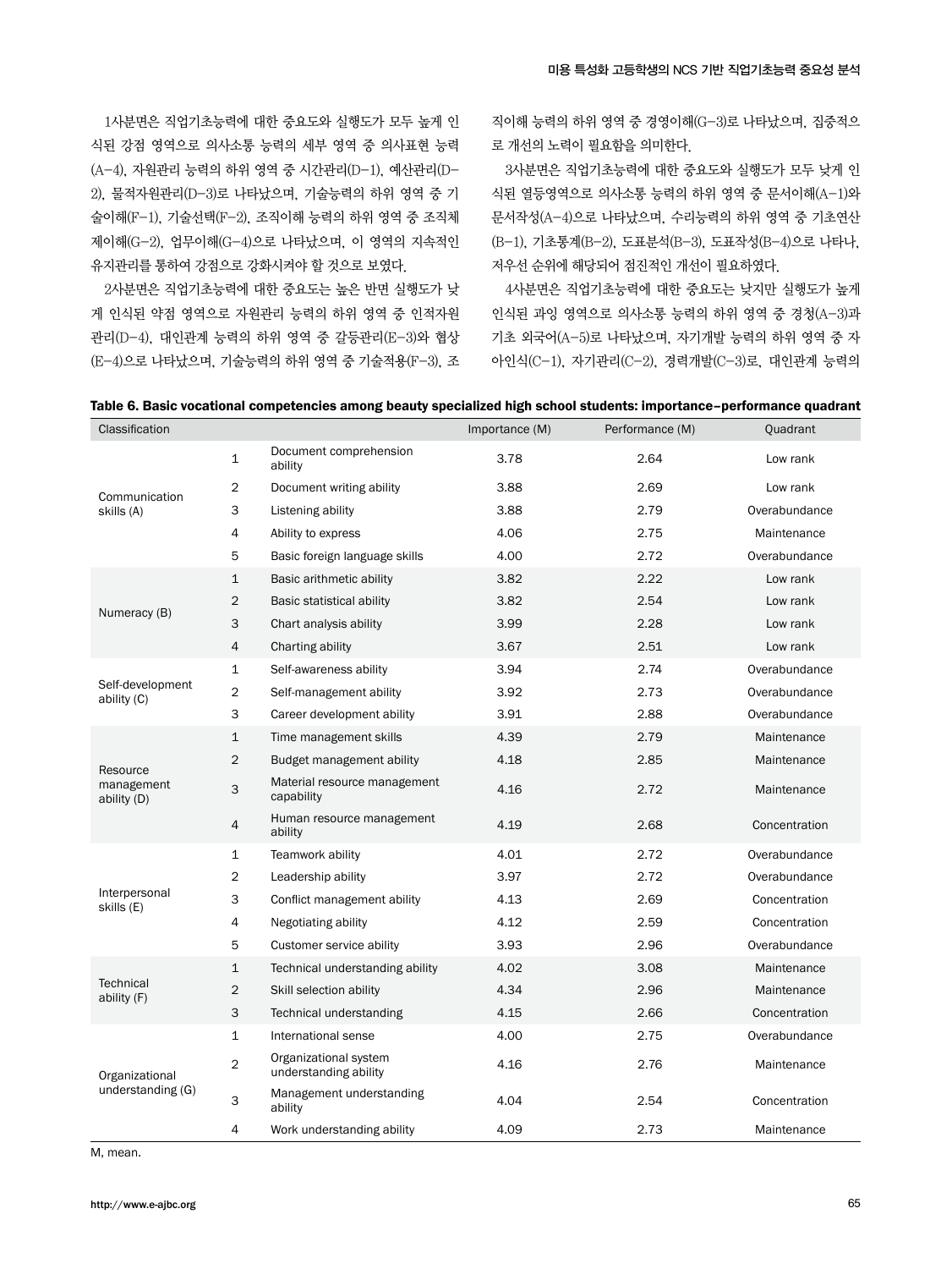1사분면은 직업기초능력에 대한 중요도와 실행도가 모두 높게 인식된 강점 영역으로 의사소통 능력의 세부 영역 중 의사표현 능력(A-4), 자원관리 능력의 하위 영역 중 시간관리(D-1), 예산관리(D-2), 물적자원관리(D-3)로 나타났으며, 기술능력의 하위 영역 중 기술이해(F-1), 기술선택(F-2), 조직이해 능력의 하위 영역 중 조직체제이해(G-2), 업무이해(G-4)으로 나타났으며, 이 영역의 지속적인 유지관리를 통하여 강점으로 강화시켜야 할 것으로 보였다.

2사분면은 직업기초능력에 대한 중요도는 높은 반면 실행도가 낮게 인식된 약점 영역으로 자원관리 능력의 하위 영역 중 인적자원관리(D-4), 대인관계 능력의 하위 영역 중 갈등관리(E-3)와 협상(E-4)으로 나타났으며, 기술능력의 하위 영역 중 기술적용(F-3), 조직이해 능력의 하위 영역 중 경영이해(G-3)로 나타났으며, 집중적으로 개선의 노력이 필요함을 의미한다.

3사분면은 직업기초능력에 대한 중요도와 실행도가 모두 낮게 인식된 열등영역으로 의사소통 능력의 하위 영역 중 문서이해(A-1)와 문서작성(A-4)으로 나타났으며, 수리능력의 하위 영역 중 기초연산(B-1), 기초통계(B-2), 도표분석(B-3), 도표작성(B-4)으로 나타나, 저우선 순위에 해당되어 점진적인 개선이 필요하였다.

4사분면은 직업기초능력에 대한 중요도는 낮지만 실행도가 높게 인식된 과잉 영역으로 의사소통 능력의 하위 영역 중 경청(A-3)과 기초 외국어(A-5)로 나타났으며, 자기개발 능력의 하위 영역 중 자아인식(C-1), 자기관리(C-2), 경력개발(C-3)로, 대인관계 능력의

**Table 6. Basic vocational competencies among beauty specialized high school students: importance–performance quadrant**

| Classification | | | Importance (M) | Performance (M) | Quadrant |
|---|---|---|---|---|---|
| Communication skills (A) | 1 | Document comprehension ability | 3.78 | 2.64 | Low rank |
| | 2 | Document writing ability | 3.88 | 2.69 | Low rank |
| | 3 | Listening ability | 3.88 | 2.79 | Overabundance |
| | 4 | Ability to express | 4.06 | 2.75 | Maintenance |
| | 5 | Basic foreign language skills | 4.00 | 2.72 | Overabundance |
| Numeracy (B) | 1 | Basic arithmetic ability | 3.82 | 2.22 | Low rank |
| | 2 | Basic statistical ability | 3.82 | 2.54 | Low rank |
| | 3 | Chart analysis ability | 3.99 | 2.28 | Low rank |
| | 4 | Charting ability | 3.67 | 2.51 | Low rank |
| Self-development ability (C) | 1 | Self-awareness ability | 3.94 | 2.74 | Overabundance |
| | 2 | Self-management ability | 3.92 | 2.73 | Overabundance |
| | 3 | Career development ability | 3.91 | 2.88 | Overabundance |
| Resource management ability (D) | 1 | Time management skills | 4.39 | 2.79 | Maintenance |
| | 2 | Budget management ability | 4.18 | 2.85 | Maintenance |
| | 3 | Material resource management capability | 4.16 | 2.72 | Maintenance |
| | 4 | Human resource management ability | 4.19 | 2.68 | Concentration |
| Interpersonal skills (E) | 1 | Teamwork ability | 4.01 | 2.72 | Overabundance |
| | 2 | Leadership ability | 3.97 | 2.72 | Overabundance |
| | 3 | Conflict management ability | 4.13 | 2.69 | Concentration |
| | 4 | Negotiating ability | 4.12 | 2.59 | Concentration |
| | 5 | Customer service ability | 3.93 | 2.96 | Overabundance |
| Technical ability (F) | 1 | Technical understanding ability | 4.02 | 3.08 | Maintenance |
| | 2 | Skill selection ability | 4.34 | 2.96 | Maintenance |
| | 3 | Technical understanding | 4.15 | 2.66 | Concentration |
| Organizational understanding (G) | 1 | International sense | 4.00 | 2.75 | Overabundance |
| | 2 | Organizational system understanding ability | 4.16 | 2.76 | Maintenance |
| | 3 | Management understanding ability | 4.04 | 2.54 | Concentration |
| | 4 | Work understanding ability | 4.09 | 2.73 | Maintenance |

M, mean.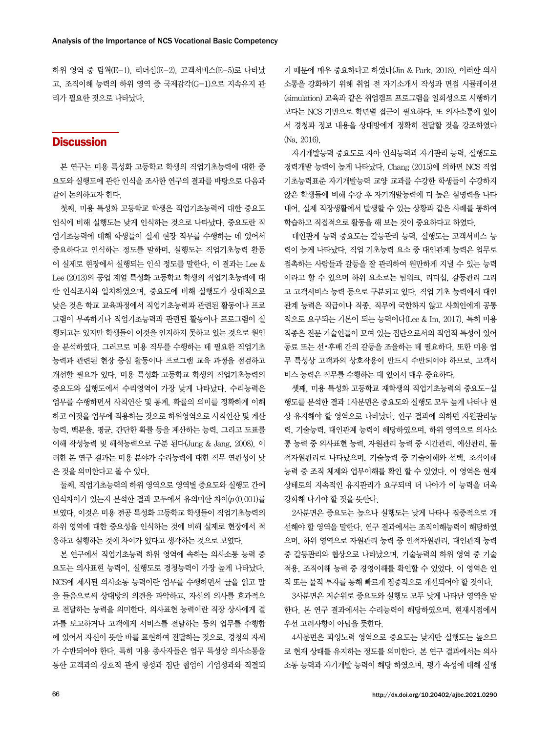하위 영역 중 팀웍(E-1), 리더십(E-2), 고객서비스(E-5)로 나타났고, 조직이해 능력의 하위 영역 중 국제감각(G-1)으로 지속유지 관리가 필요한 것으로 나타났다.

## Discussion

본 연구는 미용 특성화 고등학교 학생의 직업기초능력에 대한 중요도와 실행도에 관한 인식을 조사한 연구의 결과를 바탕으로 다음과 같이 논의하고자 한다.

첫째, 미용 특성화 고등학교 학생은 직업기초능력에 대한 중요도 인식에 비해 실행도는 낮게 인식하는 것으로 나타났다. 중요도란 직업기초능력에 대해 학생들이 실제 현장 직무를 수행하는 데 있어서 중요하다고 인식하는 정도를 말하며, 실행도는 직업기초능력 활동이 실제로 현장에서 실행되는 인식 정도를 말한다. 이 결과는 Lee & Lee (2013)의 공업 계열 특성화 고등학교 학생의 직업기초능력에 대한 인식조사와 일치하였으며, 중요도에 비해 실행도가 상대적으로 낮은 것은 학교 교육과정에서 직업기초능력과 관련된 활동이나 프로그램이 부족하거나 직업기초능력과 관련된 활동이나 프로그램이 실행되고는 있지만 학생들이 이것을 인지하지 못하고 있는 것으로 원인을 분석하였다. 그러므로 미용 직무를 수행하는 데 필요한 직업기초능력과 관련된 현장 중심 활동이나 프로그램 교육 과정을 점검하고 개선할 필요가 있다. 미용 특성화 고등학교 학생의 직업기초능력의 중요도와 실행도에서 수리영역이 가장 낮게 나타났다. 수리능력은 업무를 수행하면서 사칙연산 및 통계, 확률의 의미를 정확하게 이해하고 이것을 업무에 적용하는 것으로 하위영역으로 사칙연산 및 계산능력, 백분율, 평균, 간단한 확률 등을 계산하는 능력, 그리고 도표를 이해 작성능력 및 해석능력으로 구분 된다(Jung & Jang, 2008). 이러한 본 연구 결과는 미용 분야가 수리능력에 대한 직무 연관성이 낮은 것을 의미한다고 볼 수 있다.

둘째, 직업기초능력의 하위 영역으로 영역별 중요도와 실행도 간에 인식차이가 있는지 분석한 결과 모두에서 유의미한 차이($p<0.001$)를 보였다. 이것은 미용 전공 특성화 고등학교 학생들이 직업기초능력의 하위 영역에 대한 중요성을 인식하는 것에 비해 실제로 현장에서 적용하고 실행하는 것에 차이가 있다고 생각하는 것으로 보였다.

본 연구에서 직업기초능력 하위 영역에 속하는 의사소통 능력 중 중요도는 의사표현 능력이, 실행도로 경청능력이 가장 높게 나타났다. NCS에 제시된 의사소통 능력이란 업무를 수행하면서 글을 읽고 말을 들음으로써 상대방의 의견을 파악하고, 자신의 의사를 효과적으로 전달하는 능력을 의미한다. 의사표현 능력이란 직장 상사에게 결과를 보고하거나 고객에게 서비스를 전달하는 등의 업무를 수행함에 있어서 자신이 뜻한 바를 표현하여 전달하는 것으로, 경청의 자세가 수반되어야 한다. 특히 미용 종사자들은 업무 특성상 의사소통을 통한 고객과의 상호적 관계 형성과 집단 협업이 기업성과와 직결되기 때문에 매우 중요하다고 하였다(Jin & Park, 2018). 이러한 의사소통을 강화하기 위해 취업 전 자기소개서 작성과 면접 시뮬레이션(simulation) 교육과 같은 취업캠프 프로그램을 일회성으로 시행하기보다는 NCS 기반으로 학년별 접근이 필요하다. 또 의사소통에 있어서 경청과 정보 내용을 상대방에게 정확히 전달할 것을 강조하였다(Na, 2016).

자기개발능력 중요도로 자아 인식능력과 자기관리 능력, 실행도로 경력개발 능력이 높게 나타났다. Chang (2015)에 의하면 NCS 직업기초능력표준 자기개발능력 교양 교과를 수강한 학생들이 수강하지 않은 학생들에 비해 수강 후 자기개발능력에 더 높은 설명력을 나타내어, 실제 직장생활에서 발생할 수 있는 상황과 같은 사례를 통하여 학습하고 직접적으로 활동을 해 보는 것이 중요하다고 하였다.

대인관계 능력 중요도는 갈등관리 능력, 실행도는 고객서비스 능력이 높게 나타났다. 직업 기초능력 요소 중 대인관계 능력은 업무로 접촉하는 사람들과 갈등을 잘 관리하여 원만하게 지낼 수 있는 능력이라고 할 수 있으며 하위 요소로는 팀워크, 리더십, 갈등관리 그리고 고객서비스 능력 등으로 구분되고 있다. 직업 기초 능력에서 대인관계 능력은 직급이나 직종, 직무에 국한하지 않고 사회인에게 공통적으로 요구되는 기본이 되는 능력이다(Lee & Im, 2017). 특히 미용 직종은 전문 기술인들이 모여 있는 집단으로서의 직업적 특성이 있어 동료 또는 선•후배 간의 갈등을 조율하는 데 필요하다. 또한 미용 업무 특성상 고객과의 상호작용이 반드시 수반되어야 하므로, 고객서비스 능력은 직무를 수행하는 데 있어서 매우 중요하다.

셋째, 미용 특성화 고등학교 재학생의 직업기초능력의 중요도-실행도를 분석한 결과 1사분면은 중요도와 실행도 모두 높게 나타나 현상 유지해야 할 영역으로 나타났다. 연구 결과에 의하면 자원관리능력, 기술능력, 대인관계 능력이 해당하였으며, 하위 영역으로 의사소통 능력 중 의사표현 능력, 자원관리 능력 중 시간관리, 예산관리, 물적자원관리로 나타났으며, 기술능력 중 기술이해와 선택, 조직이해 능력 중 조직 체제와 업무이해를 확인 할 수 있었다. 이 영역은 현재 상태로의 지속적인 유지관리가 요구되며 더 나아가 이 능력을 더욱 강화해 나가야 할 것을 뜻한다.

2사분면은 중요도는 높으나 실행도는 낮게 나타나 집중적으로 개선해야 할 영역을 말한다. 연구 결과에서는 조직이해능력이 해당하였으며, 하위 영역으로 자원관리 능력 중 인적자원관리, 대인관계 능력 중 갈등관리와 협상으로 나타났으며, 기술능력의 하위 영역 중 기술적용, 조직이해 능력 중 경영이해를 확인할 수 있었다. 이 영역은 인적 또는 물적 투자를 통해 빠르게 집중적으로 개선되어야 할 것이다.

3사분면은 저순위로 중요도와 실행도 모두 낮게 나타난 영역을 말한다. 본 연구 결과에서는 수리능력이 해당하였으며, 현재시점에서 우선 고려사항이 아님을 뜻한다.

4사분면은 과잉노력 영역으로 중요도는 낮지만 실행도는 높으므로 현재 상태를 유지하는 정도를 의미한다. 본 연구 결과에서는 의사소통 능력과 자기개발 능력이 해당 하였으며, 평가 속성에 대해 실행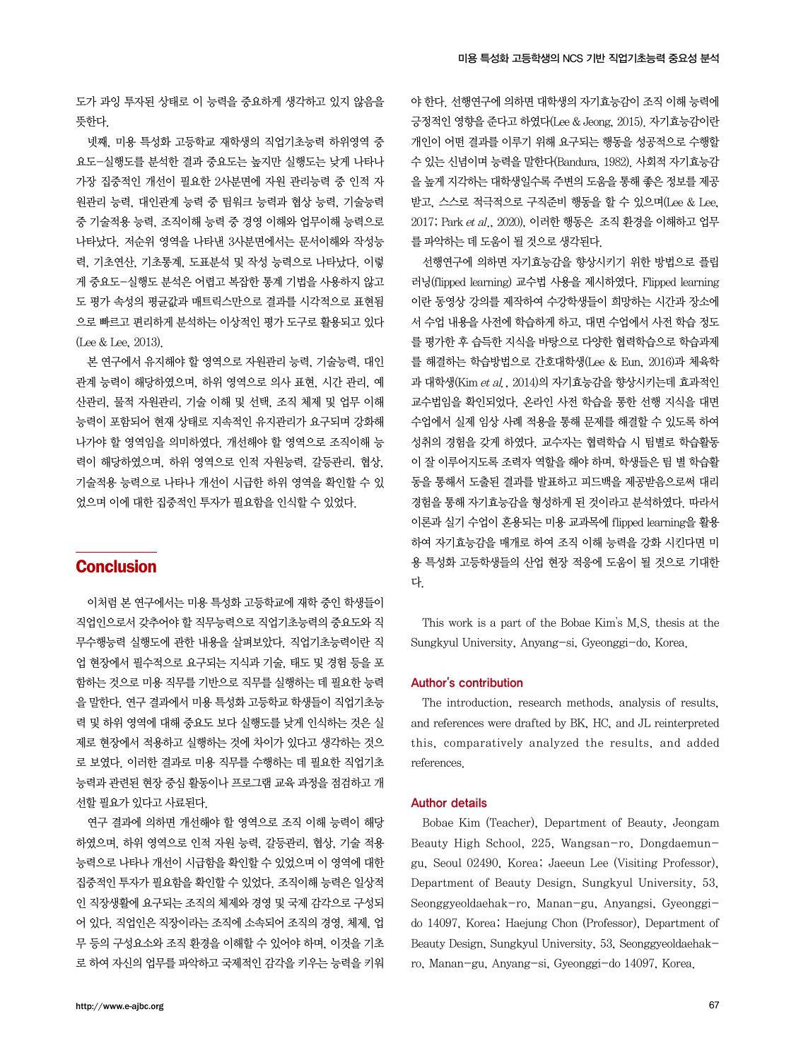도가 과잉 투자된 상태로 이 능력을 중요하게 생각하고 있지 않음을 뜻한다.

넷째, 미용 특성화 고등학교 재학생의 직업기초능력 하위영역 중요도-실행도를 분석한 결과 중요도는 높지만 실행도는 낮게 나타나 가장 집중적인 개선이 필요한 2사분면에 자원 관리능력 중 인적 자원관리 능력, 대인관계 능력 중 팀워크 능력과 협상 능력, 기술능력 중 기술적용 능력, 조직이해 능력 중 경영 이해와 업무이해 능력으로 나타났다. 저순위 영역을 나타낸 3사분면에서는 문서이해와 작성능력, 기초연산, 기초통계, 도표분석 및 작성 능력으로 나타났다. 이렇게 중요도-실행도 분석은 어렵고 복잡한 통계 기법을 사용하지 않고도 평가 속성의 평균값과 매트릭스만으로 결과를 시각적으로 표현됨으로 빠르고 편리하게 분석하는 이상적인 평가 도구로 활용되고 있다(Lee & Lee, 2013).

본 연구에서 유지해야 할 영역으로 자원관리 능력, 기술능력, 대인관계 능력이 해당하였으며, 하위 영역으로 의사 표현, 시간 관리, 예산관리, 물적 자원관리, 기술 이해 및 선택, 조직 체제 및 업무 이해 능력이 포함되어 현재 상태로 지속적인 유지관리가 요구되며 강화해 나가야 할 영역임을 의미하였다. 개선해야 할 영역으로 조직이해 능력이 해당하였으며, 하위 영역으로 인적 자원능력, 갈등관리, 협상, 기술적용 능력으로 나타나 개선이 시급한 하위 영역을 확인할 수 있었으며 이에 대한 집중적인 투자가 필요함을 인식할 수 있었다.

## Conclusion

이처럼 본 연구에서는 미용 특성화 고등학교에 재학 중인 학생들이 직업인으로서 갖추어야 할 직무능력으로 직업기초능력의 중요도와 직무수행능력 실행도에 관한 내용을 살펴보았다. 직업기초능력이란 직업 현장에서 필수적으로 요구되는 지식과 기술, 태도 및 경험 등을 포함하는 것으로 미용 직무를 기반으로 직무를 실행하는 데 필요한 능력을 말한다. 연구 결과에서 미용 특성화 고등학교 학생들이 직업기초능력 및 하위 영역에 대해 중요도 보다 실행도를 낮게 인식하는 것은 실제로 현장에서 적용하고 실행하는 것에 차이가 있다고 생각하는 것으로 보였다. 이러한 결과로 미용 직무를 수행하는 데 필요한 직업기초능력과 관련된 현장 중심 활동이나 프로그램 교육 과정을 점검하고 개선할 필요가 있다고 사료된다.

연구 결과에 의하면 개선해야 할 영역으로 조직 이해 능력이 해당하였으며, 하위 영역으로 인적 자원 능력, 갈등관리, 협상, 기술 적용 능력으로 나타나 개선이 시급함을 확인할 수 있었으며 이 영역에 대한 집중적인 투자가 필요함을 확인할 수 있었다. 조직이해 능력은 일상적인 직장생활에 요구되는 조직의 체제와 경영 및 국제 감각으로 구성되어 있다. 직업인은 직장이라는 조직에 소속되어 조직의 경영, 체제, 업무 등의 구성요소와 조직 환경을 이해할 수 있어야 하며, 이것을 기초로 하여 자신의 업무를 파악하고 국제적인 감각을 키우는 능력을 키워야 한다. 선행연구에 의하면 대학생의 자기효능감이 조직 이해 능력에 긍정적인 영향을 준다고 하였다(Lee & Jeong, 2015). 자기효능감이란 개인이 어떤 결과를 이루기 위해 요구되는 행동을 성공적으로 수행할 수 있는 신념이며 능력을 말한다(Bandura, 1982). 사회적 자기효능감을 높게 지각하는 대학생일수록 주변의 도움을 통해 좋은 정보를 제공받고, 스스로 적극적으로 구직준비 행동을 할 수 있으며(Lee & Lee, 2017; Park *et al*., 2020), 이러한 행동은 조직 환경을 이해하고 업무를 파악하는 데 도움이 될 것으로 생각된다.

선행연구에 의하면 자기효능감을 향상시키기 위한 방법으로 플립러닝(flipped learning) 교수법 사용을 제시하였다. Flipped learning 이란 동영상 강의를 제작하여 수강학생들이 희망하는 시간과 장소에서 수업 내용을 사전에 학습하게 하고, 대면 수업에서 사전 학습 정도를 평가한 후 습득한 지식을 바탕으로 다양한 협력학습으로 학습과제를 해결하는 학습방법으로 간호대학생(Lee & Eun, 2016)과 체육학과 대학생(Kim *et al*., 2014)의 자기효능감을 향상시키는데 효과적인 교수법임을 확인되었다. 온라인 사전 학습을 통한 선행 지식을 대면 수업에서 실제 임상 사례 적용을 통해 문제를 해결할 수 있도록 하여 성취의 경험을 갖게 하였다. 교수자는 협력학습 시 팀별로 학습활동이 잘 이루어지도록 조력자 역할을 해야 하며, 학생들은 팀 별 학습활동을 통해서 도출된 결과를 발표하고 피드백을 제공받음으로써 대리경험을 통해 자기효능감을 형성하게 된 것이라고 분석하였다. 따라서 이론과 실기 수업이 혼용되는 미용 교과목에 flipped learning을 활용하여 자기효능감을 매개로 하여 조직 이해 능력을 강화 시킨다면 미용 특성화 고등학생들의 산업 현장 적응에 도움이 될 것으로 기대한다.

This work is a part of the Bobae Kim's M.S. thesis at the Sungkyul University, Anyang-si, Gyeonggi-do, Korea.

### Author's contribution

The introduction, research methods, analysis of results, and references were drafted by BK, HC, and JL reinterpreted this, comparatively analyzed the results, and added references.

### Author details

Bobae Kim (Teacher), Department of Beauty, Jeongam Beauty High School, 225, Wangsan-ro, Dongdaemun-gu, Seoul 02490, Korea; Jaeeun Lee (Visiting Professor), Department of Beauty Design, Sungkyul University, 53, Seonggyeoldaehak-ro, Manan-gu, Anyangsi, Gyeonggi-do 14097, Korea; Haejung Chon (Professor), Department of Beauty Design, Sungkyul University, 53, Seonggyeoldaehak-ro, Manan-gu, Anyang-si, Gyeonggi-do 14097, Korea.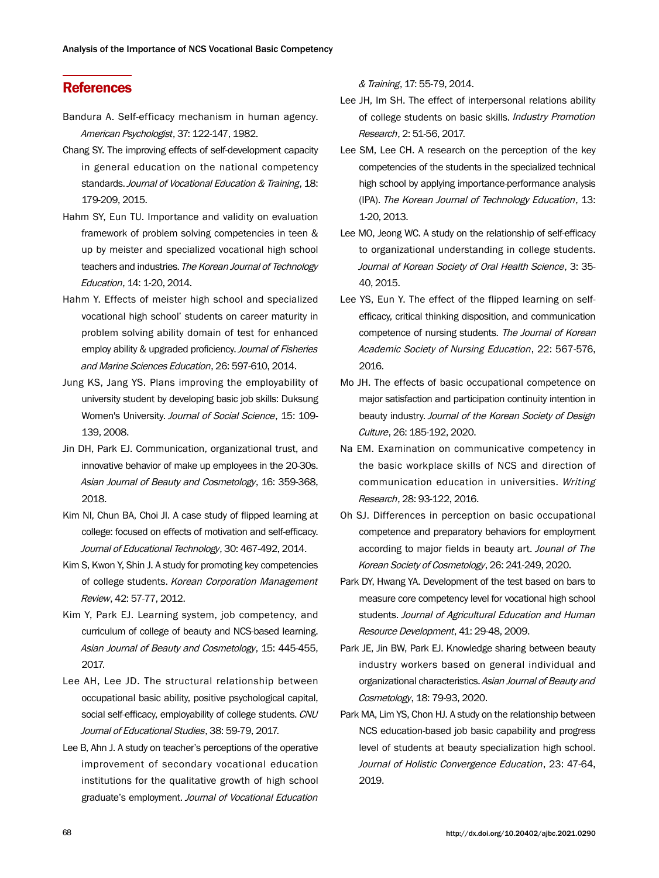## References

Bandura A. Self-efficacy mechanism in human agency. *American Psychologist*, 37: 122-147, 1982.

Chang SY. The improving effects of self-development capacity in general education on the national competency standards. *Journal of Vocational Education & Training*, 18: 179-209, 2015.

Hahm SY, Eun TU. Importance and validity on evaluation framework of problem solving competencies in teen & up by meister and specialized vocational high school teachers and industries. *The Korean Journal of Technology Education*, 14: 1-20, 2014.

Hahm Y. Effects of meister high school and specialized vocational high school' students on career maturity in problem solving ability domain of test for enhanced employ ability & upgraded proficiency. *Journal of Fisheries and Marine Sciences Education*, 26: 597-610, 2014.

Jung KS, Jang YS. Plans improving the employability of university student by developing basic job skills: Duksung Women's University. *Journal of Social Science*, 15: 109-139, 2008.

Jin DH, Park EJ. Communication, organizational trust, and innovative behavior of make up employees in the 20-30s. *Asian Journal of Beauty and Cosmetology*, 16: 359-368, 2018.

Kim NI, Chun BA, Choi JI. A case study of flipped learning at college: focused on effects of motivation and self-efficacy. *Journal of Educational Technology*, 30: 467-492, 2014.

Kim S, Kwon Y, Shin J. A study for promoting key competencies of college students. *Korean Corporation Management Review*, 42: 57-77, 2012.

Kim Y, Park EJ. Learning system, job competency, and curriculum of college of beauty and NCS-based learning. *Asian Journal of Beauty and Cosmetology*, 15: 445-455, 2017.

Lee AH, Lee JD. The structural relationship between occupational basic ability, positive psychological capital, social self-efficacy, employability of college students. *CNU Journal of Educational Studies*, 38: 59-79, 2017.

Lee B, Ahn J. A study on teacher's perceptions of the operative improvement of secondary vocational education institutions for the qualitative growth of high school graduate's employment. *Journal of Vocational Education & Training*, 17: 55-79, 2014.

Lee JH, Im SH. The effect of interpersonal relations ability of college students on basic skills. *Industry Promotion Research*, 2: 51-56, 2017.

Lee SM, Lee CH. A research on the perception of the key competencies of the students in the specialized technical high school by applying importance-performance analysis (IPA). *The Korean Journal of Technology Education*, 13: 1-20, 2013.

Lee MO, Jeong WC. A study on the relationship of self-efficacy to organizational understanding in college students. *Journal of Korean Society of Oral Health Science*, 3: 35-40, 2015.

Lee YS, Eun Y. The effect of the flipped learning on self-efficacy, critical thinking disposition, and communication competence of nursing students. *The Journal of Korean Academic Society of Nursing Education*, 22: 567-576, 2016.

Mo JH. The effects of basic occupational competence on major satisfaction and participation continuity intention in beauty industry. *Journal of the Korean Society of Design Culture*, 26: 185-192, 2020.

Na EM. Examination on communicative competency in the basic workplace skills of NCS and direction of communication education in universities. *Writing Research*, 28: 93-122, 2016.

Oh SJ. Differences in perception on basic occupational competence and preparatory behaviors for employment according to major fields in beauty art. *Jounal of The Korean Society of Cosmetology*, 26: 241-249, 2020.

Park DY, Hwang YA. Development of the test based on bars to measure core competency level for vocational high school students. *Journal of Agricultural Education and Human Resource Development*, 41: 29-48, 2009.

Park JE, Jin BW, Park EJ. Knowledge sharing between beauty industry workers based on general individual and organizational characteristics. *Asian Journal of Beauty and Cosmetology*, 18: 79-93, 2020.

Park MA, Lim YS, Chon HJ. A study on the relationship between NCS education-based job basic capability and progress level of students at beauty specialization high school. *Journal of Holistic Convergence Education*, 23: 47-64, 2019.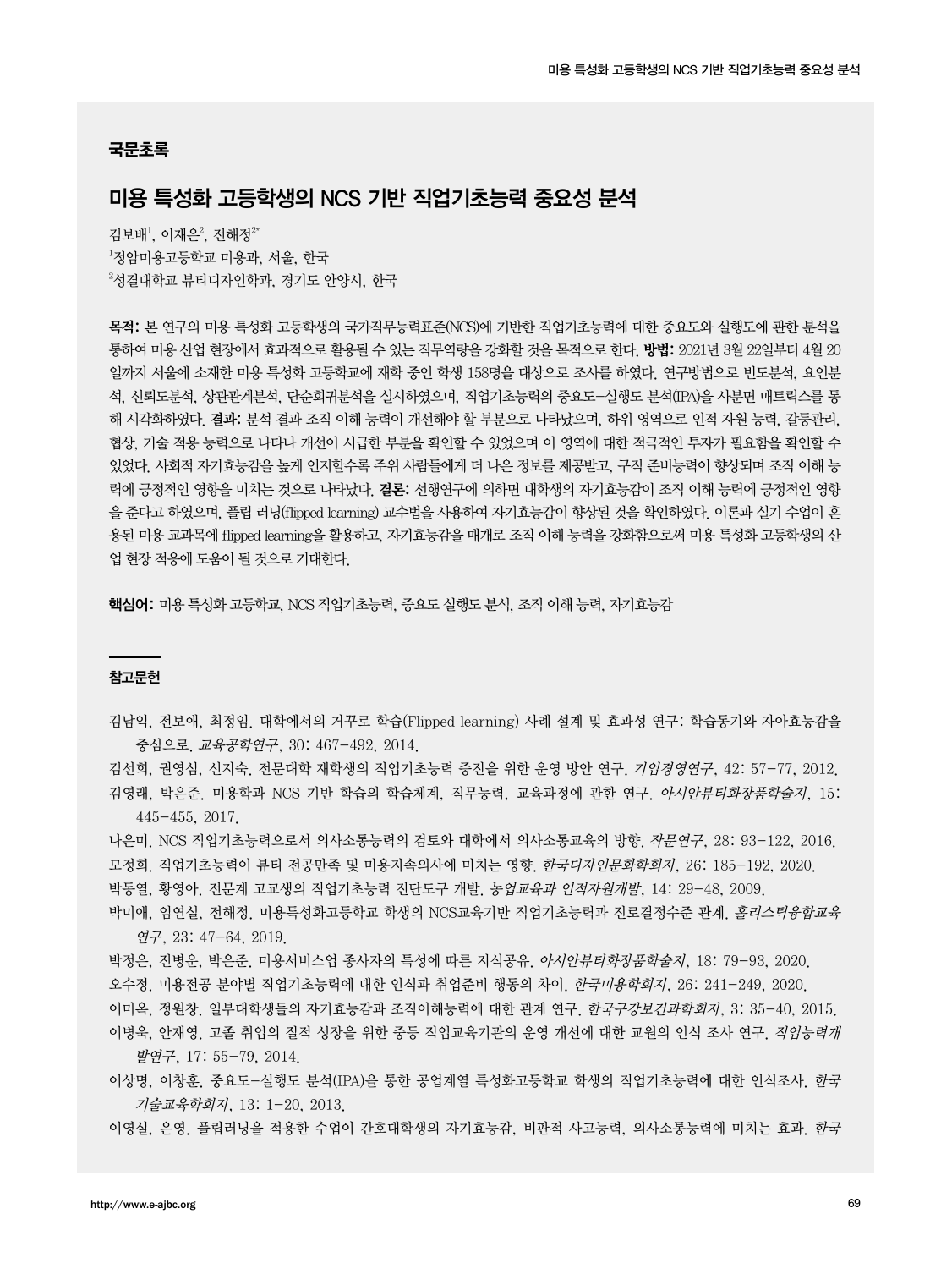## 국문초록

# 미용 특성화 고등학생의 NCS 기반 직업기초능력 중요성 분석

김보배[1], 이재은[2], 전해정[2*]

[1]정암미용고등학교 미용과, 서울, 한국

[2]성결대학교 뷰티디자인학과, 경기도 안양시, 한국

**목적:** 본 연구의 미용 특성화 고등학생의 국가직무능력표준(NCS)에 기반한 직업기초능력에 대한 중요도와 실행도에 관한 분석을 통하여 미용 산업 현장에서 효과적으로 활용될 수 있는 직무역량을 강화할 것을 목적으로 한다. **방법:** 2021년 3월 22일부터 4월 20일까지 서울에 소재한 미용 특성화 고등학교에 재학 중인 학생 158명을 대상으로 조사를 하였다. 연구방법으로 빈도분석, 요인분석, 신뢰도분석, 상관관계분석, 단순회귀분석을 실시하였으며, 직업기초능력의 중요도-실행도 분석(IPA)을 사분면 매트릭스를 통해 시각화하였다. **결과:** 분석 결과 조직 이해 능력이 개선해야 할 부분으로 나타났으며, 하위 영역으로 인적 자원 능력, 갈등관리, 협상, 기술 적용 능력으로 나타나 개선이 시급한 부분을 확인할 수 있었으며 이 영역에 대한 적극적인 투자가 필요함을 확인할 수 있었다. 사회적 자기효능감을 높게 인지할수록 주위 사람들에게 더 나은 정보를 제공받고, 구직 준비능력이 향상되며 조직 이해 능력에 긍정적인 영향을 미치는 것으로 나타났다. **결론:** 선행연구에 의하면 대학생의 자기효능감이 조직 이해 능력에 긍정적인 영향을 준다고 하였으며, 플립 러닝(flipped learning) 교수법을 사용하여 자기효능감이 향상된 것을 확인하였다. 이론과 실기 수업이 혼용된 미용 교과목에 flipped learning을 활용하고, 자기효능감을 매개로 조직 이해 능력을 강화함으로써 미용 특성화 고등학생의 산업 현장 적응에 도움이 될 것으로 기대한다.

**핵심어:** 미용 특성화 고등학교, NCS 직업기초능력, 중요도 실행도 분석, 조직 이해 능력, 자기효능감

## 참고문헌

김남익, 전보애, 최정임. 대학에서의 거꾸로 학습(Flipped learning) 사례 설계 및 효과성 연구: 학습동기와 자아효능감을 중심으로. *교육공학연구*, 30: 467-492, 2014.

김선희, 권영심, 신지숙. 전문대학 재학생의 직업기초능력 증진을 위한 운영 방안 연구. *기업경영연구*, 42: 57-77, 2012.

김영래, 박은준. 미용학과 NCS 기반 학습의 학습체계, 직무능력, 교육과정에 관한 연구. *아시안뷰티화장품학술지*, 15: 445-455, 2017.

나은미. NCS 직업기초능력으로서 의사소통능력의 검토와 대학에서 의사소통교육의 방향. *작문연구*, 28: 93-122, 2016.

모정희. 직업기초능력이 뷰티 전공만족 및 미용지속의사에 미치는 영향. *한국디자인문화학회지*, 26: 185-192, 2020.

박동열, 황영아. 전문계 고교생의 직업기초능력 진단도구 개발. *농업교육과 인적자원개발*, 14: 29-48, 2009.

박미애, 임연실, 전해정. 미용특성화고등학교 학생의 NCS교육기반 직업기초능력과 진로결정수준 관계. *홀리스틱융합교육연구*, 23: 47-64, 2019.

박정은, 진병운, 박은준. 미용서비스업 종사자의 특성에 따른 지식공유. *아시안뷰티화장품학술지*, 18: 79-93, 2020.

오수정. 미용전공 분야별 직업기초능력에 대한 인식과 취업준비 행동의 차이. *한국미용학회지*, 26: 241-249, 2020.

이미옥, 정원창. 일부대학생들의 자기효능감과 조직이해능력에 대한 관계 연구. *한국구강보건과학회지*, 3: 35-40, 2015.

이병욱, 안재영. 고졸 취업의 질적 성장을 위한 중등 직업교육기관의 운영 개선에 대한 교원의 인식 조사 연구. *직업능력개발연구*, 17: 55-79, 2014.

이상명, 이창훈. 중요도-실행도 분석(IPA)을 통한 공업계열 특성화고등학교 학생의 직업기초능력에 대한 인식조사. *한국기술교육학회지*, 13: 1-20, 2013.

이영실, 은영. 플립러닝을 적용한 수업이 간호대학생의 자기효능감, 비판적 사고능력, 의사소통능력에 미치는 효과. *한국*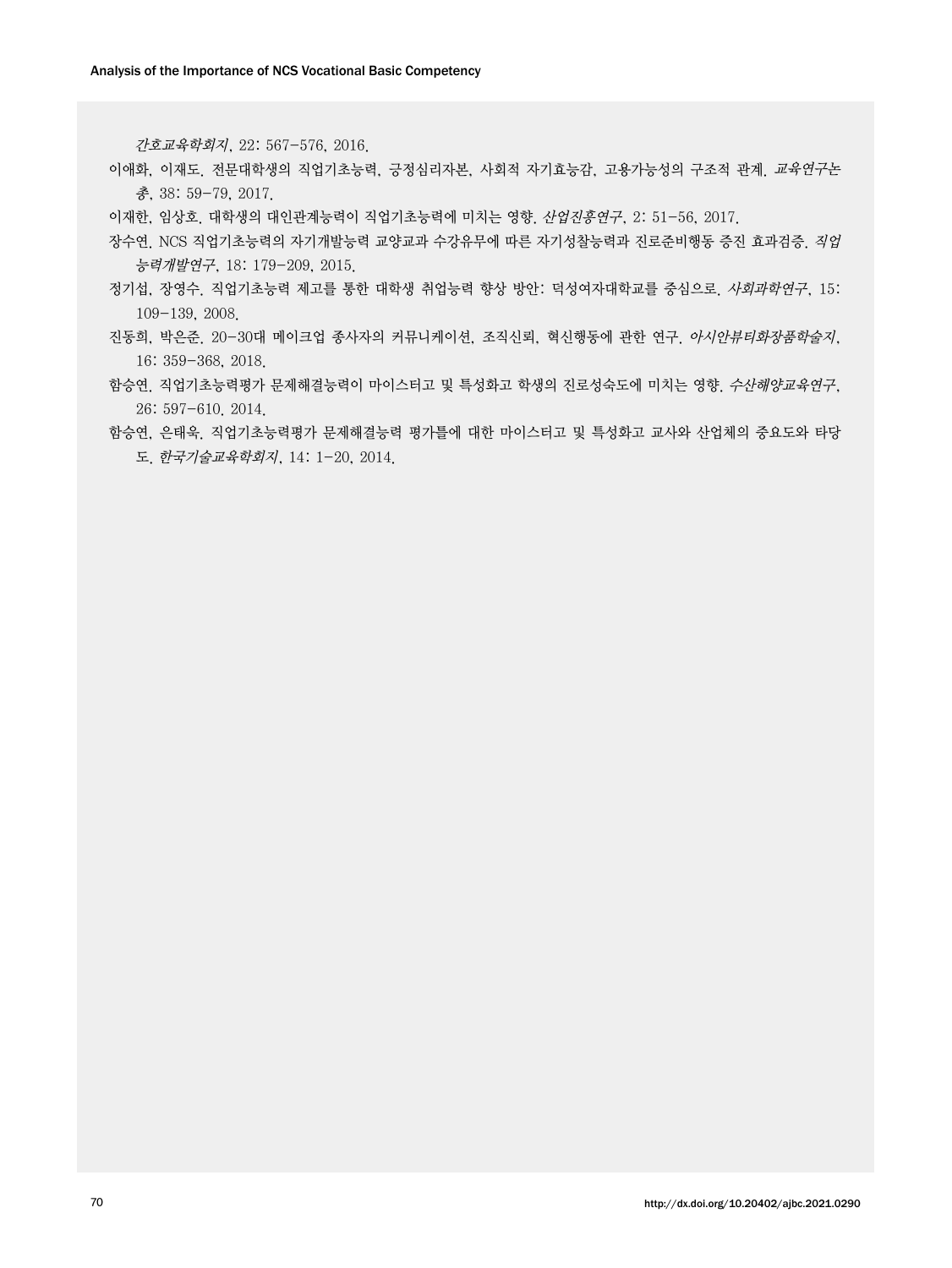*간호교육학회지*, 22: 567-576, 2016.

이애화, 이재도. 전문대학생의 직업기초능력, 긍정심리자본, 사회적 자기효능감, 고용가능성의 구조적 관계. *교육연구논총*, 38: 59-79, 2017.

이재한, 임상호. 대학생의 대인관계능력이 직업기초능력에 미치는 영향. *산업진흥연구*, 2: 51-56, 2017.

장수연. NCS 직업기초능력의 자기개발능력 교양교과 수강유무에 따른 자기성찰능력과 진로준비행동 증진 효과검증. *직업능력개발연구*, 18: 179-209, 2015.

정기섭, 장영수. 직업기초능력 제고를 통한 대학생 취업능력 향상 방안: 덕성여자대학교를 중심으로. *사회과학연구*, 15: 109-139, 2008.

진동희, 박은준. 20-30대 메이크업 종사자의 커뮤니케이션, 조직신뢰, 혁신행동에 관한 연구. *아시안뷰티화장품학술지*, 16: 359-368, 2018.

함승연. 직업기초능력평가 문제해결능력이 마이스터고 및 특성화고 학생의 진로성숙도에 미치는 영향. *수산해양교육연구*, 26: 597-610, 2014.

함승연, 은태욱. 직업기초능력평가 문제해결능력 평가틀에 대한 마이스터고 및 특성화고 교사와 산업체의 중요도와 타당도. *한국기술교육학회지*, 14: 1-20, 2014.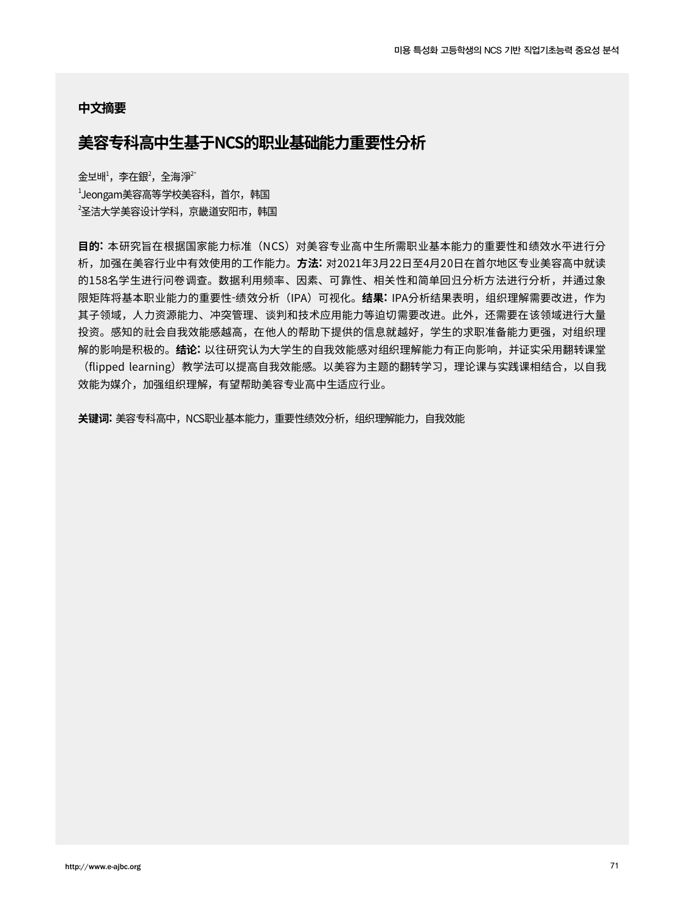## 中文摘要

# 美容专科高中生基于NCS的职业基础能力重要性分析

金보배[1]，李在銀[2]，全海淨[2*]

[1]Jeongam美容高等学校美容科，首尔，韩国

[2]圣洁大学美容设计学科，京畿道安阳市，韩国

**目的:** 本研究旨在根据国家能力标准（NCS）对美容专业高中生所需职业基本能力的重要性和绩效水平进行分析，加强在美容行业中有效使用的工作能力。**方法:** 对2021年3月22日至4月20日在首尔地区专业美容高中就读的158名学生进行问卷调查。数据利用频率、因素、可靠性、相关性和简单回归分析方法进行分析，并通过象限矩阵将基本职业能力的重要性-绩效分析（IPA）可视化。**结果:** IPA分析结果表明，组织理解需要改进，作为其子领域，人力资源能力、冲突管理、谈判和技术应用能力等迫切需要改进。此外，还需要在该领域进行大量投资。感知的社会自我效能感越高，在他人的帮助下提供的信息就越好，学生的求职准备能力更强，对组织理解的影响是积极的。**结论:** 以往研究认为大学生的自我效能感对组织理解能力有正向影响，并证实采用翻转课堂（flipped learning）教学法可以提高自我效能感。以美容为主题的翻转学习，理论课与实践课相结合，以自我效能为媒介，加强组织理解，有望帮助美容专业高中生适应行业。

**关键词:** 美容专科高中，NCS职业基本能力，重要性绩效分析，组织理解能力，自我效能